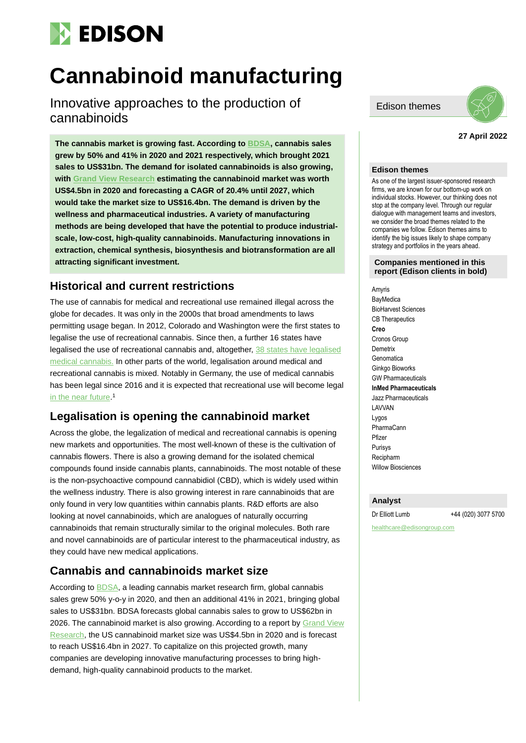# Cannabinoid manufacturing

## Innovative approaches to the production of cannabinoids

Edison themes

**27 April 2022**

**The cannabis market is growing fast. According to BDSA, cannabis sales grew by 50% and 41% in 2020 and 2021 respectively, which brought 2021 sales to US$31bn. The demand for isolated cannabinoids is also growing, with Grand View Research estimating the cannabinoid market was worth US$4.5bn in 2020 and forecasting a CAGR of 20.4% until 2027, which would take the market size to US$16.4bn. The demand is driven by the wellness and pharmaceutical industries. A variety of manufacturing methods are being developed that have the potential to produce industrial-scale, low-cost, high-quality cannabinoids. Manufacturing innovations in extraction, chemical synthesis, biosynthesis and biotransformation are all attracting significant investment.**

## Historical and current restrictions

The use of cannabis for medical and recreational use remained illegal across the globe for decades. It was only in the 2000s that broad amendments to laws permitting usage began. In 2012, Colorado and Washington were the first states to legalise the use of recreational cannabis. Since then, a further 16 states have legalised the use of recreational cannabis and, altogether, 38 states have legalised medical cannabis. In other parts of the world, legalisation around medical and recreational cannabis is mixed. Notably in Germany, the use of medical cannabis has been legal since 2016 and it is expected that recreational use will become legal in the near future.[1]

## Legalisation is opening the cannabinoid market

Across the globe, the legalization of medical and recreational cannabis is opening new markets and opportunities. The most well-known of these is the cultivation of cannabis flowers. There is also a growing demand for the isolated chemical compounds found inside cannabis plants, cannabinoids. The most notable of these is the non-psychoactive compound cannabidiol (CBD), which is widely used within the wellness industry. There is also growing interest in rare cannabinoids that are only found in very low quantities within cannabis plants. R&D efforts are also looking at novel cannabinoids, which are analogues of naturally occurring cannabinoids that remain structurally similar to the original molecules. Both rare and novel cannabinoids are of particular interest to the pharmaceutical industry, as they could have new medical applications.

## Cannabis and cannabinoids market size

According to BDSA, a leading cannabis market research firm, global cannabis sales grew 50% y-o-y in 2020, and then an additional 41% in 2021, bringing global sales to US$31bn. BDSA forecasts global cannabis sales to grow to US$62bn in 2026. The cannabinoid market is also growing. According to a report by Grand View Research, the US cannabinoid market size was US$4.5bn in 2020 and is forecast to reach US$16.4bn in 2027. To capitalize on this projected growth, many companies are developing innovative manufacturing processes to bring high-demand, high-quality cannabinoid products to the market.

### Edison themes

As one of the largest issuer-sponsored research firms, we are known for our bottom-up work on individual stocks. However, our thinking does not stop at the company level. Through our regular dialogue with management teams and investors, we consider the broad themes related to the companies we follow. Edison themes aims to identify the big issues likely to shape company strategy and portfolios in the years ahead.

### Companies mentioned in this report (Edison clients in bold)

Amyris
BayMedica
BioHarvest Sciences
CB Therapeutics
**Creo**
Cronos Group
Demetrix
Genomatica
Ginkgo Bioworks
GW Pharmaceuticals
**InMed Pharmaceuticals**
Jazz Pharmaceuticals
LAVVAN
Lygos
PharmaCann
Pfizer
Purisys
Recipharm
Willow Biosciences

### Analyst

Dr Elliott Lumb +44 (020) 3077 5700

healthcare@edisongroup.com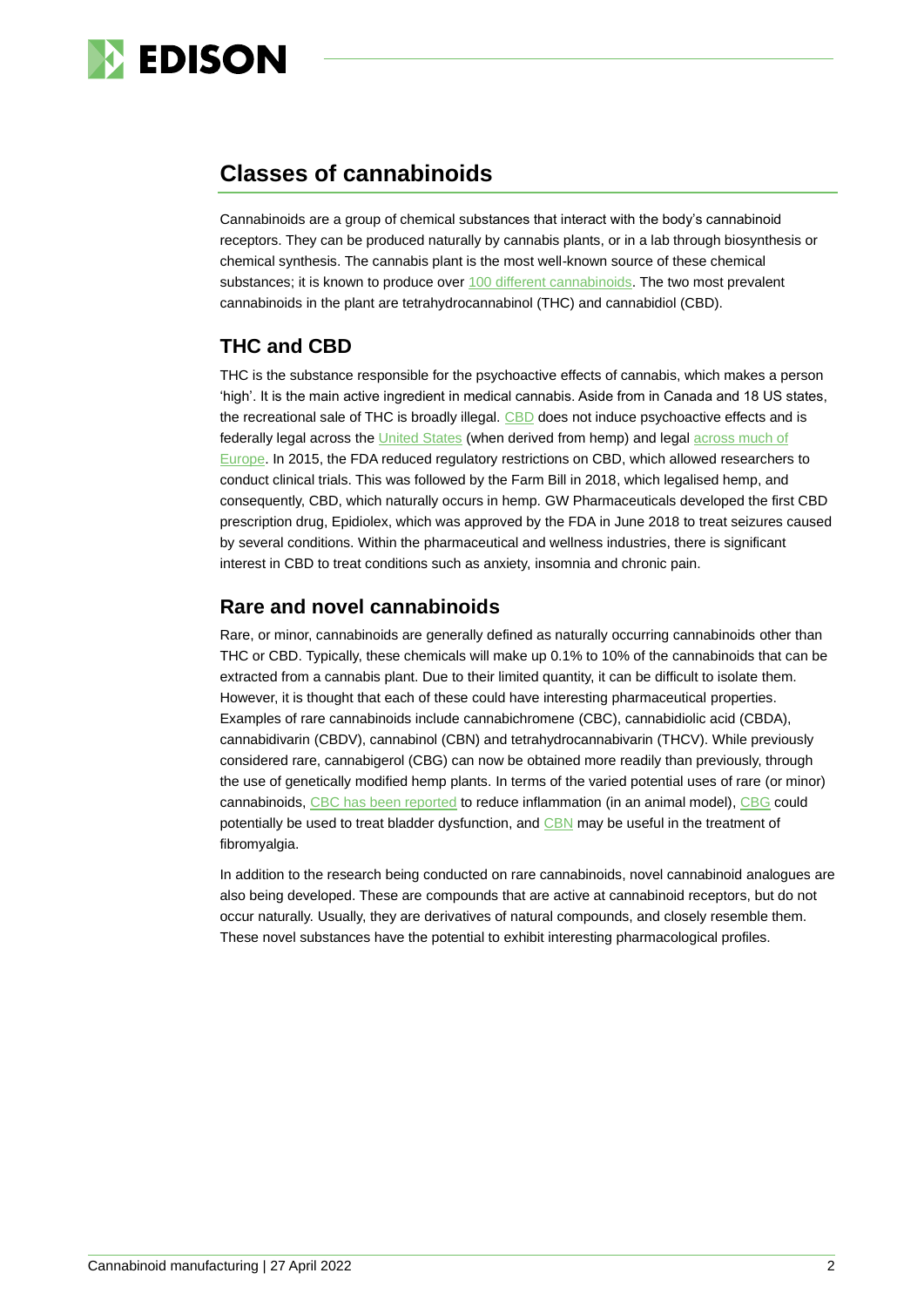## Classes of cannabinoids

Cannabinoids are a group of chemical substances that interact with the body's cannabinoid receptors. They can be produced naturally by cannabis plants, or in a lab through biosynthesis or chemical synthesis. The cannabis plant is the most well-known source of these chemical substances; it is known to produce over 100 different cannabinoids. The two most prevalent cannabinoids in the plant are tetrahydrocannabinol (THC) and cannabidiol (CBD).

### THC and CBD

THC is the substance responsible for the psychoactive effects of cannabis, which makes a person 'high'. It is the main active ingredient in medical cannabis. Aside from in Canada and 18 US states, the recreational sale of THC is broadly illegal. CBD does not induce psychoactive effects and is federally legal across the United States (when derived from hemp) and legal across much of Europe. In 2015, the FDA reduced regulatory restrictions on CBD, which allowed researchers to conduct clinical trials. This was followed by the Farm Bill in 2018, which legalised hemp, and consequently, CBD, which naturally occurs in hemp. GW Pharmaceuticals developed the first CBD prescription drug, Epidiolex, which was approved by the FDA in June 2018 to treat seizures caused by several conditions. Within the pharmaceutical and wellness industries, there is significant interest in CBD to treat conditions such as anxiety, insomnia and chronic pain.

### Rare and novel cannabinoids

Rare, or minor, cannabinoids are generally defined as naturally occurring cannabinoids other than THC or CBD. Typically, these chemicals will make up 0.1% to 10% of the cannabinoids that can be extracted from a cannabis plant. Due to their limited quantity, it can be difficult to isolate them. However, it is thought that each of these could have interesting pharmaceutical properties. Examples of rare cannabinoids include cannabichromene (CBC), cannabidiolic acid (CBDA), cannabidivarin (CBDV), cannabinol (CBN) and tetrahydrocannabivarin (THCV). While previously considered rare, cannabigerol (CBG) can now be obtained more readily than previously, through the use of genetically modified hemp plants. In terms of the varied potential uses of rare (or minor) cannabinoids, CBC has been reported to reduce inflammation (in an animal model), CBG could potentially be used to treat bladder dysfunction, and CBN may be useful in the treatment of fibromyalgia.

In addition to the research being conducted on rare cannabinoids, novel cannabinoid analogues are also being developed. These are compounds that are active at cannabinoid receptors, but do not occur naturally. Usually, they are derivatives of natural compounds, and closely resemble them. These novel substances have the potential to exhibit interesting pharmacological profiles.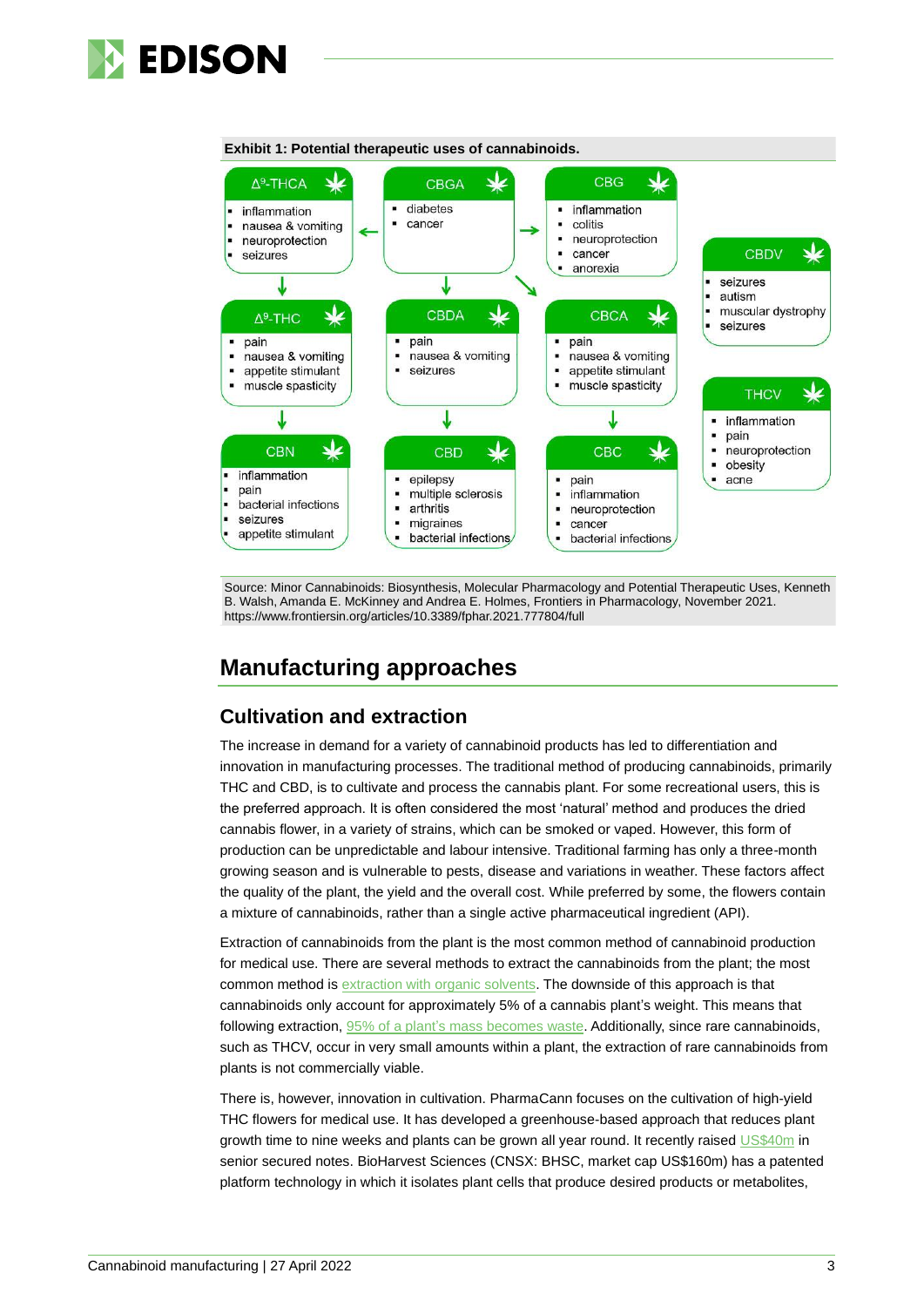**Exhibit 1: Potential therapeutic uses of cannabinoids.**

**Δ⁹-THCA**
- inflammation
- nausea & vomiting
- neuroprotection
- seizures

**CBGA**
- diabetes
- cancer

**CBG**
- inflammation
- colitis
- neuroprotection
- cancer
- anorexia

**CBDV**
- seizures
- autism
- muscular dystrophy
- seizures

**Δ⁹-THC**
- pain
- nausea & vomiting
- appetite stimulant
- muscle spasticity

**CBDA**
- pain
- nausea & vomiting
- seizures

**CBCA**
- pain
- nausea & vomiting
- appetite stimulant
- muscle spasticity

**THCV**
- inflammation
- pain
- neuroprotection
- obesity
- acne

**CBN**
- inflammation
- pain
- bacterial infections
- seizures
- appetite stimulant

**CBD**
- epilepsy
- multiple sclerosis
- arthritis
- migraines
- bacterial infections

**CBC**
- pain
- inflammation
- neuroprotection
- cancer
- bacterial infections

Source: Minor Cannabinoids: Biosynthesis, Molecular Pharmacology and Potential Therapeutic Uses, Kenneth B. Walsh, Amanda E. McKinney and Andrea E. Holmes, Frontiers in Pharmacology, November 2021. https://www.frontiersin.org/articles/10.3389/fphar.2021.777804/full

## Manufacturing approaches

### Cultivation and extraction

The increase in demand for a variety of cannabinoid products has led to differentiation and innovation in manufacturing processes. The traditional method of producing cannabinoids, primarily THC and CBD, is to cultivate and process the cannabis plant. For some recreational users, this is the preferred approach. It is often considered the most 'natural' method and produces the dried cannabis flower, in a variety of strains, which can be smoked or vaped. However, this form of production can be unpredictable and labour intensive. Traditional farming has only a three-month growing season and is vulnerable to pests, disease and variations in weather. These factors affect the quality of the plant, the yield and the overall cost. While preferred by some, the flowers contain a mixture of cannabinoids, rather than a single active pharmaceutical ingredient (API).

Extraction of cannabinoids from the plant is the most common method of cannabinoid production for medical use. There are several methods to extract the cannabinoids from the plant; the most common method is extraction with organic solvents. The downside of this approach is that cannabinoids only account for approximately 5% of a cannabis plant's weight. This means that following extraction, 95% of a plant's mass becomes waste. Additionally, since rare cannabinoids, such as THCV, occur in very small amounts within a plant, the extraction of rare cannabinoids from plants is not commercially viable.

There is, however, innovation in cultivation. PharmaCann focuses on the cultivation of high-yield THC flowers for medical use. It has developed a greenhouse-based approach that reduces plant growth time to nine weeks and plants can be grown all year round. It recently raised US$40m in senior secured notes. BioHarvest Sciences (CNSX: BHSC, market cap US$160m) has a patented platform technology in which it isolates plant cells that produce desired products or metabolites,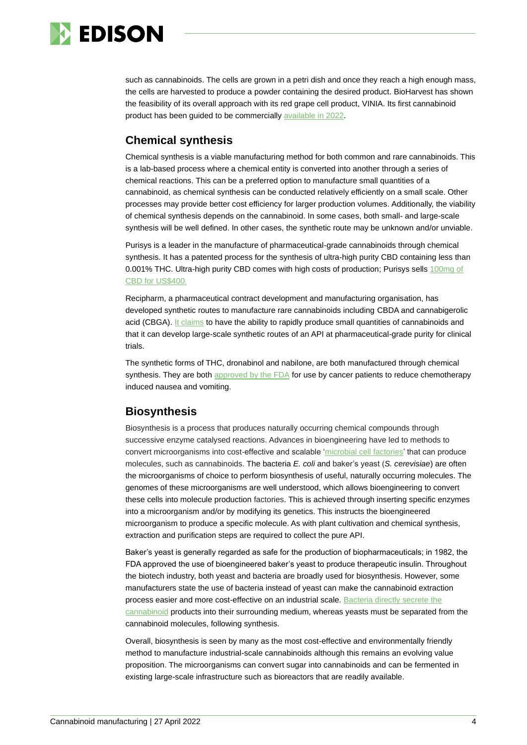such as cannabinoids. The cells are grown in a petri dish and once they reach a high enough mass, the cells are harvested to produce a powder containing the desired product. BioHarvest has shown the feasibility of its overall approach with its red grape cell product, VINIA. Its first cannabinoid product has been guided to be commercially available in 2022.

## Chemical synthesis

Chemical synthesis is a viable manufacturing method for both common and rare cannabinoids. This is a lab-based process where a chemical entity is converted into another through a series of chemical reactions. This can be a preferred option to manufacture small quantities of a cannabinoid, as chemical synthesis can be conducted relatively efficiently on a small scale. Other processes may provide better cost efficiency for larger production volumes. Additionally, the viability of chemical synthesis depends on the cannabinoid. In some cases, both small- and large-scale synthesis will be well defined. In other cases, the synthetic route may be unknown and/or unviable.

Purisys is a leader in the manufacture of pharmaceutical-grade cannabinoids through chemical synthesis. It has a patented process for the synthesis of ultra-high purity CBD containing less than 0.001% THC. Ultra-high purity CBD comes with high costs of production; Purisys sells 100mg of CBD for US$400.

Recipharm, a pharmaceutical contract development and manufacturing organisation, has developed synthetic routes to manufacture rare cannabinoids including CBDA and cannabigerolic acid (CBGA). It claims to have the ability to rapidly produce small quantities of cannabinoids and that it can develop large-scale synthetic routes of an API at pharmaceutical-grade purity for clinical trials.

The synthetic forms of THC, dronabinol and nabilone, are both manufactured through chemical synthesis. They are both approved by the FDA for use by cancer patients to reduce chemotherapy induced nausea and vomiting.

## Biosynthesis

Biosynthesis is a process that produces naturally occurring chemical compounds through successive enzyme catalysed reactions. Advances in bioengineering have led to methods to convert microorganisms into cost-effective and scalable 'microbial cell factories' that can produce molecules, such as cannabinoids. The bacteria *E. coli* and baker's yeast (*S. cerevisiae*) are often the microorganisms of choice to perform biosynthesis of useful, naturally occurring molecules. The genomes of these microorganisms are well understood, which allows bioengineering to convert these cells into molecule production factories. This is achieved through inserting specific enzymes into a microorganism and/or by modifying its genetics. This instructs the bioengineered microorganism to produce a specific molecule. As with plant cultivation and chemical synthesis, extraction and purification steps are required to collect the pure API.

Baker's yeast is generally regarded as safe for the production of biopharmaceuticals; in 1982, the FDA approved the use of bioengineered baker's yeast to produce therapeutic insulin. Throughout the biotech industry, both yeast and bacteria are broadly used for biosynthesis. However, some manufacturers state the use of bacteria instead of yeast can make the cannabinoid extraction process easier and more cost-effective on an industrial scale. Bacteria directly secrete the cannabinoid products into their surrounding medium, whereas yeasts must be separated from the cannabinoid molecules, following synthesis.

Overall, biosynthesis is seen by many as the most cost-effective and environmentally friendly method to manufacture industrial-scale cannabinoids although this remains an evolving value proposition. The microorganisms can convert sugar into cannabinoids and can be fermented in existing large-scale infrastructure such as bioreactors that are readily available.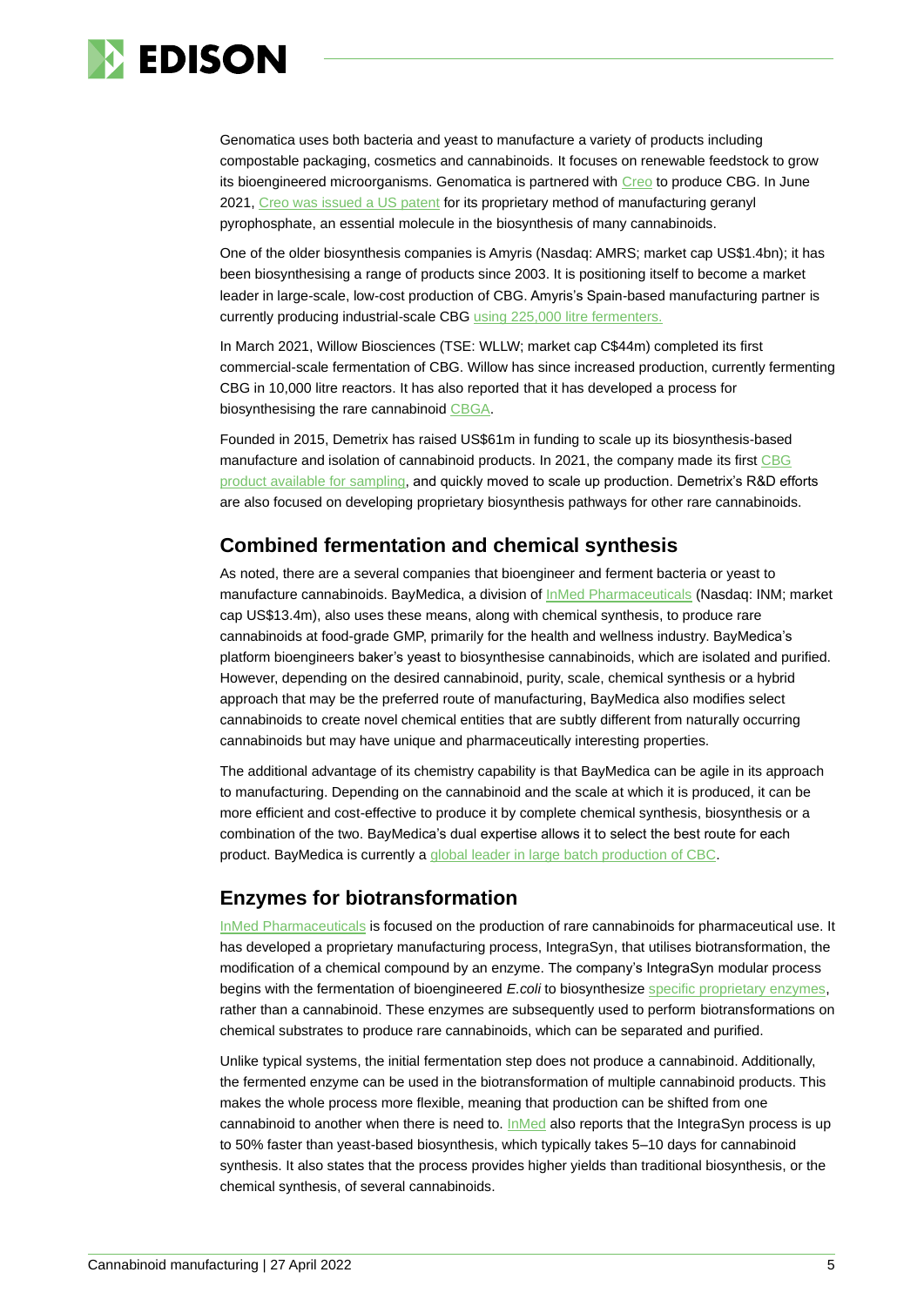Genomatica uses both bacteria and yeast to manufacture a variety of products including compostable packaging, cosmetics and cannabinoids. It focuses on renewable feedstock to grow its bioengineered microorganisms. Genomatica is partnered with Creo to produce CBG. In June 2021, Creo was issued a US patent for its proprietary method of manufacturing geranyl pyrophosphate, an essential molecule in the biosynthesis of many cannabinoids.

One of the older biosynthesis companies is Amyris (Nasdaq: AMRS; market cap US$1.4bn); it has been biosynthesising a range of products since 2003. It is positioning itself to become a market leader in large-scale, low-cost production of CBG. Amyris's Spain-based manufacturing partner is currently producing industrial-scale CBG using 225,000 litre fermenters.

In March 2021, Willow Biosciences (TSE: WLLW; market cap C$44m) completed its first commercial-scale fermentation of CBG. Willow has since increased production, currently fermenting CBG in 10,000 litre reactors. It has also reported that it has developed a process for biosynthesising the rare cannabinoid CBGA.

Founded in 2015, Demetrix has raised US$61m in funding to scale up its biosynthesis-based manufacture and isolation of cannabinoid products. In 2021, the company made its first CBG product available for sampling, and quickly moved to scale up production. Demetrix's R&D efforts are also focused on developing proprietary biosynthesis pathways for other rare cannabinoids.

## Combined fermentation and chemical synthesis

As noted, there are a several companies that bioengineer and ferment bacteria or yeast to manufacture cannabinoids. BayMedica, a division of InMed Pharmaceuticals (Nasdaq: INM; market cap US$13.4m), also uses these means, along with chemical synthesis, to produce rare cannabinoids at food-grade GMP, primarily for the health and wellness industry. BayMedica's platform bioengineers baker's yeast to biosynthesise cannabinoids, which are isolated and purified. However, depending on the desired cannabinoid, purity, scale, chemical synthesis or a hybrid approach that may be the preferred route of manufacturing, BayMedica also modifies select cannabinoids to create novel chemical entities that are subtly different from naturally occurring cannabinoids but may have unique and pharmaceutically interesting properties.

The additional advantage of its chemistry capability is that BayMedica can be agile in its approach to manufacturing. Depending on the cannabinoid and the scale at which it is produced, it can be more efficient and cost-effective to produce it by complete chemical synthesis, biosynthesis or a combination of the two. BayMedica's dual expertise allows it to select the best route for each product. BayMedica is currently a global leader in large batch production of CBC.

## Enzymes for biotransformation

InMed Pharmaceuticals is focused on the production of rare cannabinoids for pharmaceutical use. It has developed a proprietary manufacturing process, IntegraSyn, that utilises biotransformation, the modification of a chemical compound by an enzyme. The company's IntegraSyn modular process begins with the fermentation of bioengineered *E.coli* to biosynthesize specific proprietary enzymes, rather than a cannabinoid. These enzymes are subsequently used to perform biotransformations on chemical substrates to produce rare cannabinoids, which can be separated and purified.

Unlike typical systems, the initial fermentation step does not produce a cannabinoid. Additionally, the fermented enzyme can be used in the biotransformation of multiple cannabinoid products. This makes the whole process more flexible, meaning that production can be shifted from one cannabinoid to another when there is need to. InMed also reports that the IntegraSyn process is up to 50% faster than yeast-based biosynthesis, which typically takes 5–10 days for cannabinoid synthesis. It also states that the process provides higher yields than traditional biosynthesis, or the chemical synthesis, of several cannabinoids.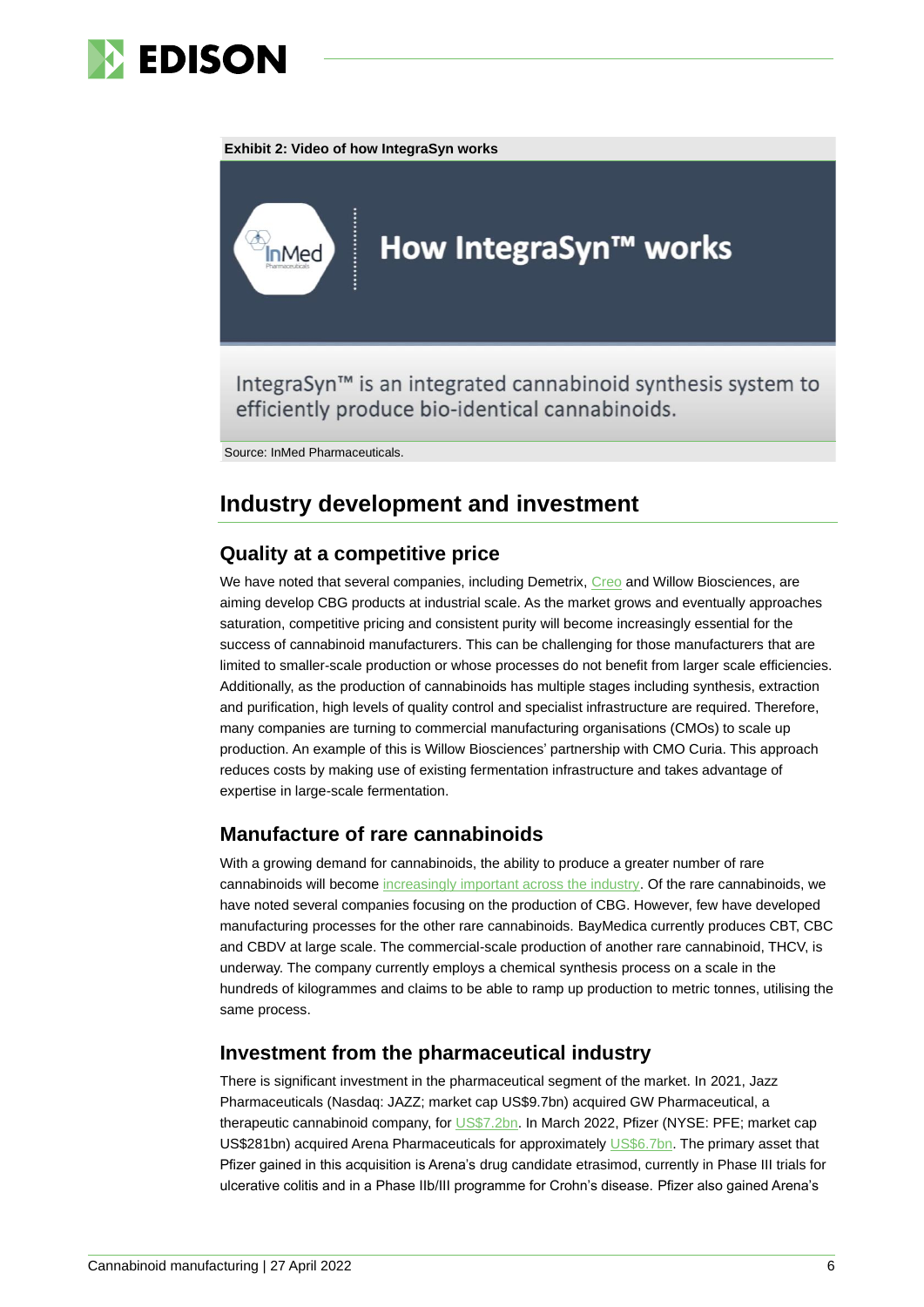**Exhibit 2: Video of how IntegraSyn works**

How IntegraSyn™ works

IntegraSyn™ is an integrated cannabinoid synthesis system to efficiently produce bio-identical cannabinoids.

Source: InMed Pharmaceuticals.

## Industry development and investment

### Quality at a competitive price

We have noted that several companies, including Demetrix, Creo and Willow Biosciences, are aiming develop CBG products at industrial scale. As the market grows and eventually approaches saturation, competitive pricing and consistent purity will become increasingly essential for the success of cannabinoid manufacturers. This can be challenging for those manufacturers that are limited to smaller-scale production or whose processes do not benefit from larger scale efficiencies. Additionally, as the production of cannabinoids has multiple stages including synthesis, extraction and purification, high levels of quality control and specialist infrastructure are required. Therefore, many companies are turning to commercial manufacturing organisations (CMOs) to scale up production. An example of this is Willow Biosciences' partnership with CMO Curia. This approach reduces costs by making use of existing fermentation infrastructure and takes advantage of expertise in large-scale fermentation.

### Manufacture of rare cannabinoids

With a growing demand for cannabinoids, the ability to produce a greater number of rare cannabinoids will become increasingly important across the industry. Of the rare cannabinoids, we have noted several companies focusing on the production of CBG. However, few have developed manufacturing processes for the other rare cannabinoids. BayMedica currently produces CBT, CBC and CBDV at large scale. The commercial-scale production of another rare cannabinoid, THCV, is underway. The company currently employs a chemical synthesis process on a scale in the hundreds of kilogrammes and claims to be able to ramp up production to metric tonnes, utilising the same process.

### Investment from the pharmaceutical industry

There is significant investment in the pharmaceutical segment of the market. In 2021, Jazz Pharmaceuticals (Nasdaq: JAZZ; market cap US$9.7bn) acquired GW Pharmaceutical, a therapeutic cannabinoid company, for US$7.2bn. In March 2022, Pfizer (NYSE: PFE; market cap US$281bn) acquired Arena Pharmaceuticals for approximately US$6.7bn. The primary asset that Pfizer gained in this acquisition is Arena's drug candidate etrasimod, currently in Phase III trials for ulcerative colitis and in a Phase IIb/III programme for Crohn's disease. Pfizer also gained Arena's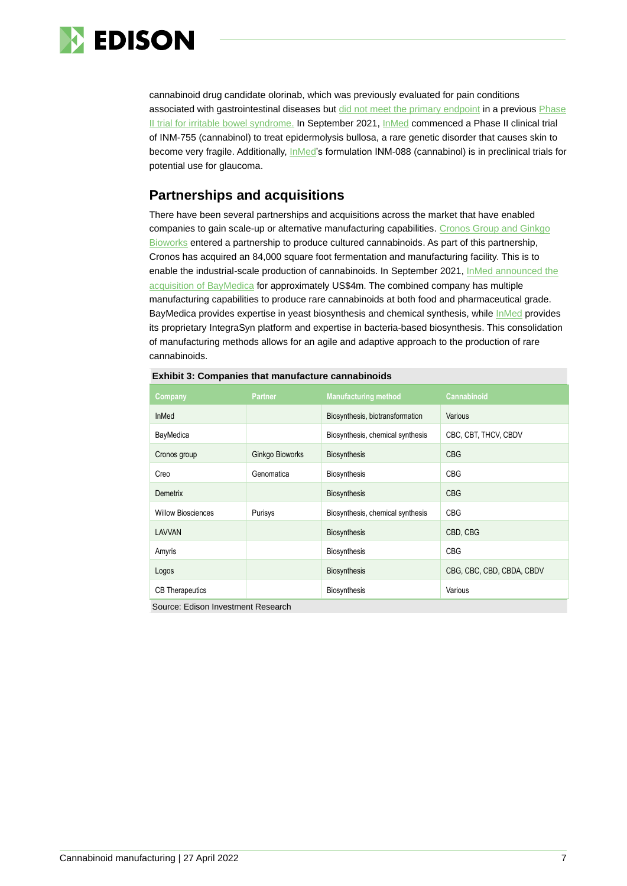cannabinoid drug candidate olorinab, which was previously evaluated for pain conditions associated with gastrointestinal diseases but did not meet the primary endpoint in a previous Phase II trial for irritable bowel syndrome. In September 2021, InMed commenced a Phase II clinical trial of INM-755 (cannabinol) to treat epidermolysis bullosa, a rare genetic disorder that causes skin to become very fragile. Additionally, InMed's formulation INM-088 (cannabinol) is in preclinical trials for potential use for glaucoma.

## Partnerships and acquisitions

There have been several partnerships and acquisitions across the market that have enabled companies to gain scale-up or alternative manufacturing capabilities. Cronos Group and Ginkgo Bioworks entered a partnership to produce cultured cannabinoids. As part of this partnership, Cronos has acquired an 84,000 square foot fermentation and manufacturing facility. This is to enable the industrial-scale production of cannabinoids. In September 2021, InMed announced the acquisition of BayMedica for approximately US$4m. The combined company has multiple manufacturing capabilities to produce rare cannabinoids at both food and pharmaceutical grade. BayMedica provides expertise in yeast biosynthesis and chemical synthesis, while InMed provides its proprietary IntegraSyn platform and expertise in bacteria-based biosynthesis. This consolidation of manufacturing methods allows for an agile and adaptive approach to the production of rare cannabinoids.

**Exhibit 3: Companies that manufacture cannabinoids**

| Company | Partner | Manufacturing method | Cannabinoid |
|---|---|---|---|
| InMed | | Biosynthesis, biotransformation | Various |
| BayMedica | | Biosynthesis, chemical synthesis | CBC, CBT, THCV, CBDV |
| Cronos group | Ginkgo Bioworks | Biosynthesis | CBG |
| Creo | Genomatica | Biosynthesis | CBG |
| Demetrix | | Biosynthesis | CBG |
| Willow Biosciences | Purisys | Biosynthesis, chemical synthesis | CBG |
| LAVVAN | | Biosynthesis | CBD, CBG |
| Amyris | | Biosynthesis | CBG |
| Logos | | Biosynthesis | CBG, CBC, CBD, CBDA, CBDV |
| CB Therapeutics | | Biosynthesis | Various |

Source: Edison Investment Research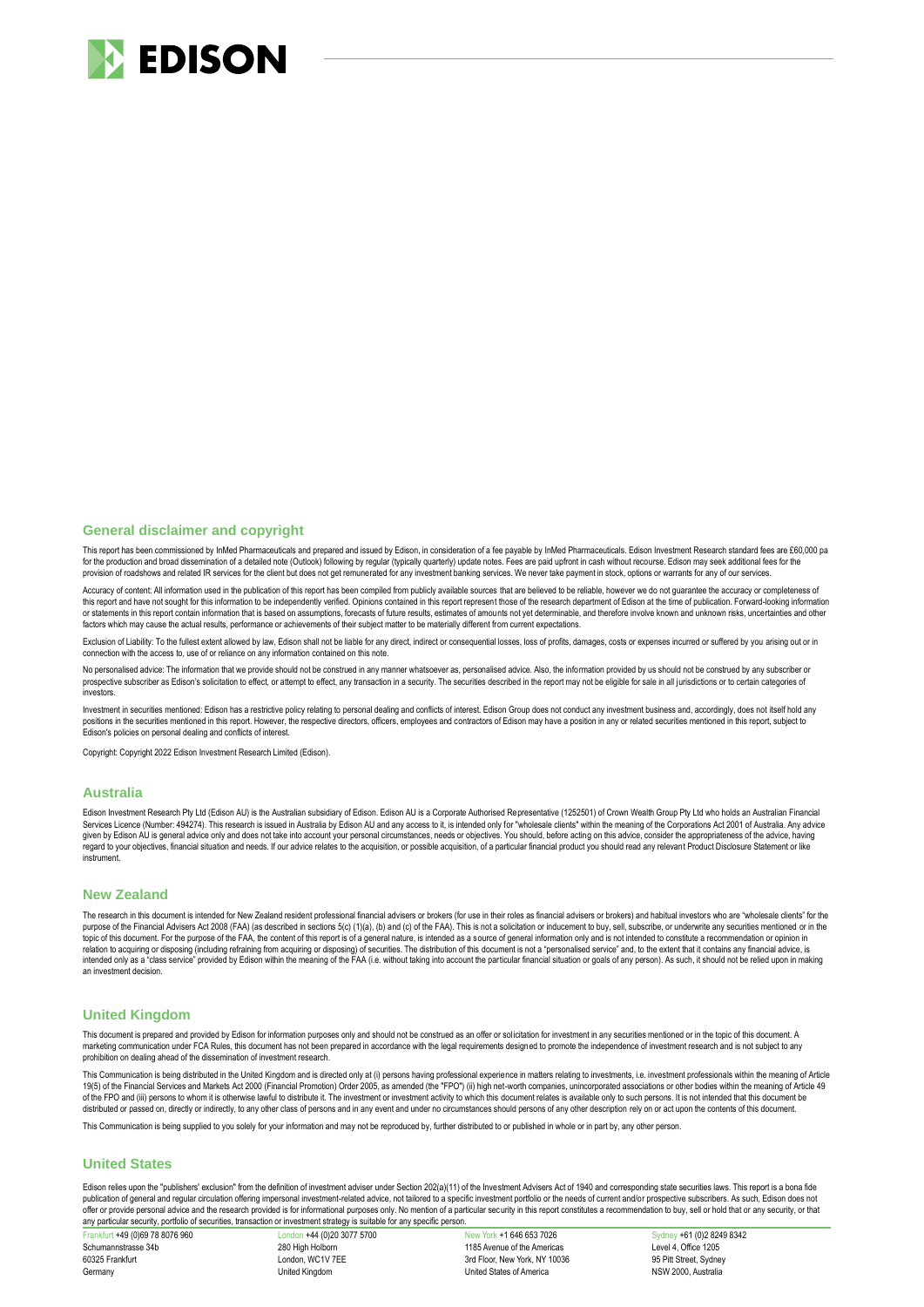## General disclaimer and copyright

This report has been commissioned by InMed Pharmaceuticals and prepared and issued by Edison, in consideration of a fee payable by InMed Pharmaceuticals. Edison Investment Research standard fees are £60,000 pa for the production and broad dissemination of a detailed note (Outlook) following by regular (typically quarterly) update notes. Fees are paid upfront in cash without recourse. Edison may seek additional fees for the provision of roadshows and related IR services for the client but does not get remunerated for any investment banking services. We never take payment in stock, options or warrants for any of our services.

Accuracy of content: All information used in the publication of this report has been compiled from publicly available sources that are believed to be reliable, however we do not guarantee the accuracy or completeness of this report and have not sought for this information to be independently verified. Opinions contained in this report represent those of the research department of Edison at the time of publication. Forward-looking information or statements in this report contain information that is based on assumptions, forecasts of future results, estimates of amounts not yet determinable, and therefore involve known and unknown risks, uncertainties and other factors which may cause the actual results, performance or achievements of their subject matter to be materially different from current expectations.

Exclusion of Liability: To the fullest extent allowed by law, Edison shall not be liable for any direct, indirect or consequential losses, loss of profits, damages, costs or expenses incurred or suffered by you arising out or in connection with the access to, use of or reliance on any information contained on this note.

No personalised advice: The information that we provide should not be construed in any manner whatsoever as, personalised advice. Also, the information provided by us should not be construed by any subscriber or prospective subscriber as Edison's solicitation to effect, or attempt to effect, any transaction in a security. The securities described in the report may not be eligible for sale in all jurisdictions or to certain categories of investors.

Investment in securities mentioned: Edison has a restrictive policy relating to personal dealing and conflicts of interest. Edison Group does not conduct any investment business and, accordingly, does not itself hold any positions in the securities mentioned in this report. However, the respective directors, officers, employees and contractors of Edison may have a position in any or related securities mentioned in this report, subject to Edison's policies on personal dealing and conflicts of interest.

Copyright: Copyright 2022 Edison Investment Research Limited (Edison).

## Australia

Edison Investment Research Pty Ltd (Edison AU) is the Australian subsidiary of Edison. Edison AU is a Corporate Authorised Representative (1252501) of Crown Wealth Group Pty Ltd who holds an Australian Financial Services Licence (Number: 494274). This research is issued in Australia by Edison AU and any access to it, is intended only for "wholesale clients" within the meaning of the Corporations Act 2001 of Australia. Any advice given by Edison AU is general advice only and does not take into account your personal circumstances, needs or objectives. You should, before acting on this advice, consider the appropriateness of the advice, having regard to your objectives, financial situation and needs. If our advice relates to the acquisition, or possible acquisition, of a particular financial product you should read any relevant Product Disclosure Statement or like instrument.

## New Zealand

The research in this document is intended for New Zealand resident professional financial advisers or brokers (for use in their roles as financial advisers or brokers) and habitual investors who are "wholesale clients" for the purpose of the Financial Advisers Act 2008 (FAA) (as described in sections 5(c) (1)(a), (b) and (c) of the FAA). This is not a solicitation or inducement to buy, sell, subscribe, or underwrite any securities mentioned or in the topic of this document. For the purpose of the FAA, the content of this report is of a general nature, is intended as a source of general information only and is not intended to constitute a recommendation or opinion in relation to acquiring or disposing (including refraining from acquiring or disposing) of securities. The distribution of this document is not a "personalised service" and, to the extent that it contains any financial advice, is intended only as a "class service" provided by Edison within the meaning of the FAA (i.e. without taking into account the particular financial situation or goals of any person). As such, it should not be relied upon in making an investment decision.

## United Kingdom

This document is prepared and provided by Edison for information purposes only and should not be construed as an offer or solicitation for investment in any securities mentioned or in the topic of this document. A marketing communication under FCA Rules, this document has not been prepared in accordance with the legal requirements designed to promote the independence of investment research and is not subject to any prohibition on dealing ahead of the dissemination of investment research.

This Communication is being distributed in the United Kingdom and is directed only at (i) persons having professional experience in matters relating to investments, i.e. investment professionals within the meaning of Article 19(5) of the Financial Services and Markets Act 2000 (Financial Promotion) Order 2005, as amended (the "FPO") (ii) high net-worth companies, unincorporated associations or other bodies within the meaning of Article 49 of the FPO and (iii) persons to whom it is otherwise lawful to distribute it. The investment or investment activity to which this document relates is available only to such persons. It is not intended that this document be distributed or passed on, directly or indirectly, to any other class of persons and in any event and under no circumstances should persons of any other description rely on or act upon the contents of this document.

This Communication is being supplied to you solely for your information and may not be reproduced by, further distributed to or published in whole or in part by, any other person.

## United States

Edison relies upon the "publishers' exclusion" from the definition of investment adviser under Section 202(a)(11) of the Investment Advisers Act of 1940 and corresponding state securities laws. This report is a bona fide publication of general and regular circulation offering impersonal investment-related advice, not tailored to a specific investment portfolio or the needs of current and/or prospective subscribers. As such, Edison does not offer or provide personal advice and the research provided is for informational purposes only. No mention of a particular security in this report constitutes a recommendation to buy, sell or hold that or any security, or that any particular security, portfolio of securities, transaction or investment strategy is suitable for any specific person.

Frankfurt +49 (0)69 78 8076 960
Schumannstrasse 34b
60325 Frankfurt
Germany

London +44 (0)20 3077 5700
280 High Holborn
London, WC1V 7EE
United Kingdom

New York +1 646 653 7026
1185 Avenue of the Americas
3rd Floor, New York, NY 10036
United States of America

Sydney +61 (0)2 8249 8342
Level 4, Office 1205
95 Pitt Street, Sydney
NSW 2000, Australia